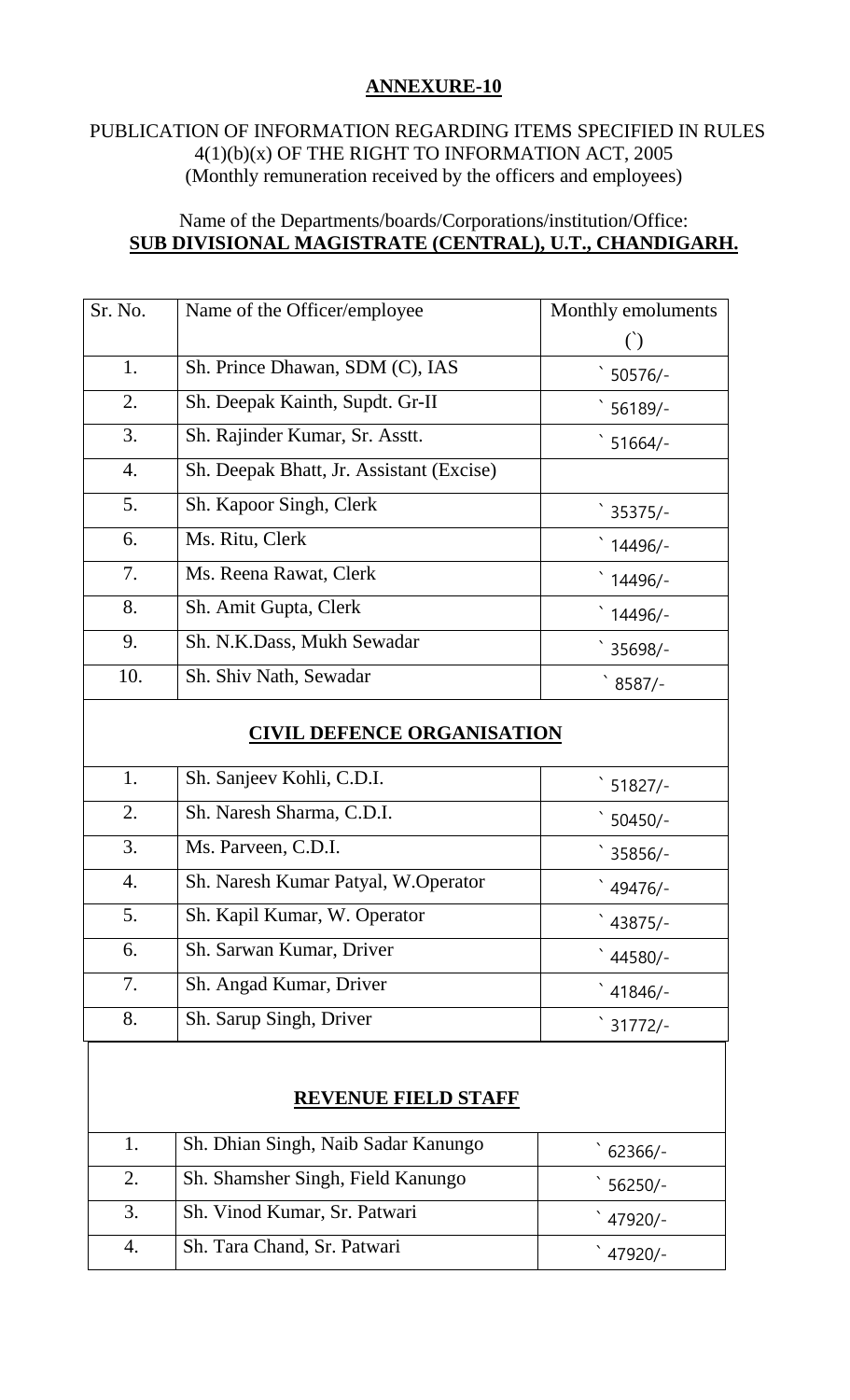## ANNEXURE-10

PUBLICATION OF INFORMATION REGARDING ITEMS SPECIFIED IN RULES 4(1)(b)(x) OF THE RIGHT TO INFORMATION ACT, 2005
(Monthly remuneration received by the officers and employees)

Name of the Departments/boards/Corporations/institution/Office:
**SUB DIVISIONAL MAGISTRATE (CENTRAL), U.T., CHANDIGARH.**

| Sr. No. | Name of the Officer/employee | Monthly emoluments (`) |
|---|---|---|
| 1. | Sh. Prince Dhawan, SDM (C), IAS | ` 50576/- |
| 2. | Sh. Deepak Kainth, Supdt. Gr-II | ` 56189/- |
| 3. | Sh. Rajinder Kumar, Sr. Asstt. | ` 51664/- |
| 4. | Sh. Deepak Bhatt, Jr. Assistant (Excise) | |
| 5. | Sh. Kapoor Singh, Clerk | ` 35375/- |
| 6. | Ms. Ritu, Clerk | ` 14496/- |
| 7. | Ms. Reena Rawat, Clerk | ` 14496/- |
| 8. | Sh. Amit Gupta, Clerk | ` 14496/- |
| 9. | Sh. N.K.Dass, Mukh Sewadar | ` 35698/- |
| 10. | Sh. Shiv Nath, Sewadar | ` 8587/- |
| | **CIVIL DEFENCE ORGANISATION** | |
| 1. | Sh. Sanjeev Kohli, C.D.I. | ` 51827/- |
| 2. | Sh. Naresh Sharma, C.D.I. | ` 50450/- |
| 3. | Ms. Parveen, C.D.I. | ` 35856/- |
| 4. | Sh. Naresh Kumar Patyal, W.Operator | ` 49476/- |
| 5. | Sh. Kapil Kumar, W. Operator | ` 43875/- |
| 6. | Sh. Sarwan Kumar, Driver | ` 44580/- |
| 7. | Sh. Angad Kumar, Driver | ` 41846/- |
| 8. | Sh. Sarup Singh, Driver | ` 31772/- |
| | **REVENUE FIELD STAFF** | |
| 1. | Sh. Dhian Singh, Naib Sadar Kanungo | ` 62366/- |
| 2. | Sh. Shamsher Singh, Field Kanungo | ` 56250/- |
| 3. | Sh. Vinod Kumar, Sr. Patwari | ` 47920/- |
| 4. | Sh. Tara Chand, Sr. Patwari | ` 47920/- |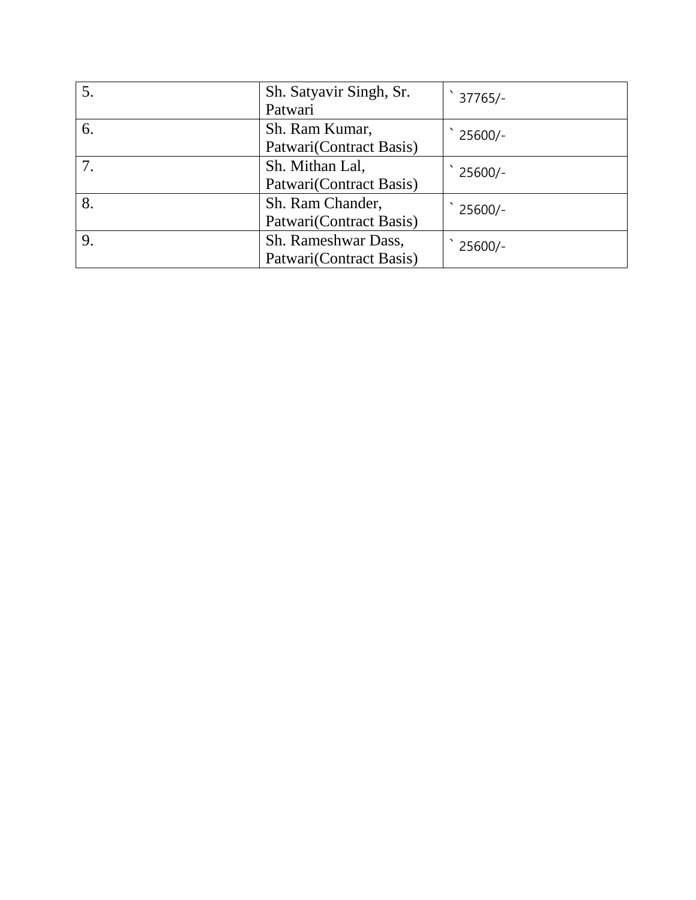| | | |
|---|---|---|
| 5. | Sh. Satyavir Singh, Sr. Patwari | ` 37765/- |
| 6. | Sh. Ram Kumar, Patwari(Contract Basis) | ` 25600/- |
| 7. | Sh. Mithan Lal, Patwari(Contract Basis) | ` 25600/- |
| 8. | Sh. Ram Chander, Patwari(Contract Basis) | ` 25600/- |
| 9. | Sh. Rameshwar Dass, Patwari(Contract Basis) | ` 25600/- |